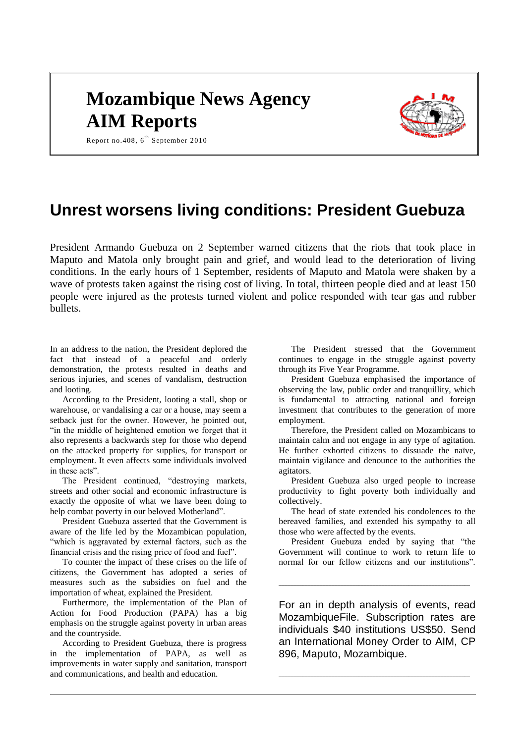# Mozambique News Agency
# AIM Reports

Report no.408, 6th September 2010

## Unrest worsens living conditions: President Guebuza

President Armando Guebuza on 2 September warned citizens that the riots that took place in Maputo and Matola only brought pain and grief, and would lead to the deterioration of living conditions. In the early hours of 1 September, residents of Maputo and Matola were shaken by a wave of protests taken against the rising cost of living. In total, thirteen people died and at least 150 people were injured as the protests turned violent and police responded with tear gas and rubber bullets.

In an address to the nation, the President deplored the fact that instead of a peaceful and orderly demonstration, the protests resulted in deaths and serious injuries, and scenes of vandalism, destruction and looting.

According to the President, looting a stall, shop or warehouse, or vandalising a car or a house, may seem a setback just for the owner. However, he pointed out, "in the middle of heightened emotion we forget that it also represents a backwards step for those who depend on the attacked property for supplies, for transport or employment. It even affects some individuals involved in these acts".

The President continued, "destroying markets, streets and other social and economic infrastructure is exactly the opposite of what we have been doing to help combat poverty in our beloved Motherland".

President Guebuza asserted that the Government is aware of the life led by the Mozambican population, "which is aggravated by external factors, such as the financial crisis and the rising price of food and fuel".

To counter the impact of these crises on the life of citizens, the Government has adopted a series of measures such as the subsidies on fuel and the importation of wheat, explained the President.

Furthermore, the implementation of the Plan of Action for Food Production (PAPA) has a big emphasis on the struggle against poverty in urban areas and the countryside.

According to President Guebuza, there is progress in the implementation of PAPA, as well as improvements in water supply and sanitation, transport and communications, and health and education.

The President stressed that the Government continues to engage in the struggle against poverty through its Five Year Programme.

President Guebuza emphasised the importance of observing the law, public order and tranquillity, which is fundamental to attracting national and foreign investment that contributes to the generation of more employment.

Therefore, the President called on Mozambicans to maintain calm and not engage in any type of agitation. He further exhorted citizens to dissuade the naïve, maintain vigilance and denounce to the authorities the agitators.

President Guebuza also urged people to increase productivity to fight poverty both individually and collectively.

The head of state extended his condolences to the bereaved families, and extended his sympathy to all those who were affected by the events.

President Guebuza ended by saying that "the Government will continue to work to return life to normal for our fellow citizens and our institutions".

---

For an in depth analysis of events, read MozambiqueFile. Subscription rates are individuals $40 institutions US$50. Send an International Money Order to AIM, CP 896, Maputo, Mozambique.

---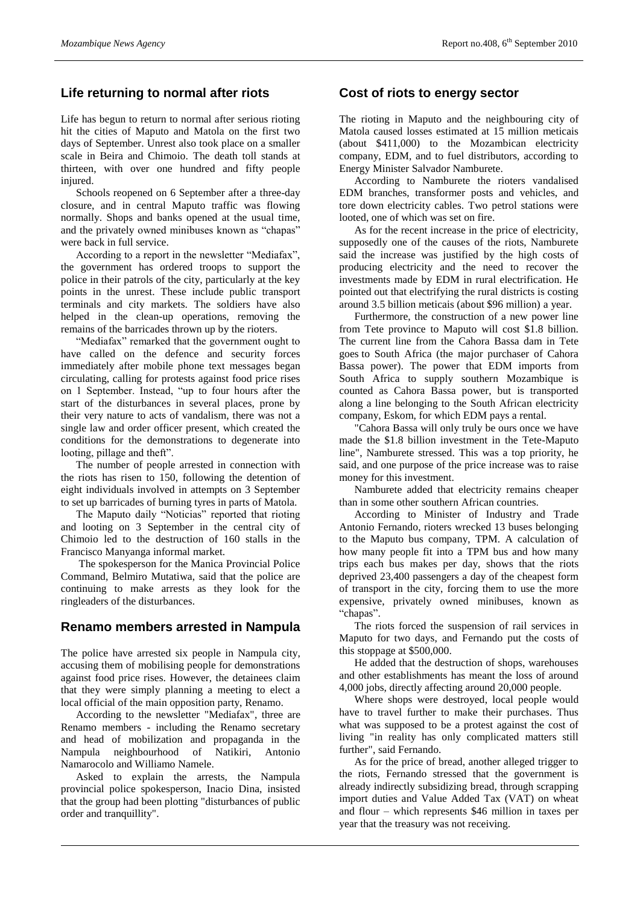## Life returning to normal after riots

Life has begun to return to normal after serious rioting hit the cities of Maputo and Matola on the first two days of September. Unrest also took place on a smaller scale in Beira and Chimoio. The death toll stands at thirteen, with over one hundred and fifty people injured.

Schools reopened on 6 September after a three-day closure, and in central Maputo traffic was flowing normally. Shops and banks opened at the usual time, and the privately owned minibuses known as "chapas" were back in full service.

According to a report in the newsletter "Mediafax", the government has ordered troops to support the police in their patrols of the city, particularly at the key points in the unrest. These include public transport terminals and city markets. The soldiers have also helped in the clean-up operations, removing the remains of the barricades thrown up by the rioters.

"Mediafax" remarked that the government ought to have called on the defence and security forces immediately after mobile phone text messages began circulating, calling for protests against food price rises on 1 September. Instead, "up to four hours after the start of the disturbances in several places, prone by their very nature to acts of vandalism, there was not a single law and order officer present, which created the conditions for the demonstrations to degenerate into looting, pillage and theft".

The number of people arrested in connection with the riots has risen to 150, following the detention of eight individuals involved in attempts on 3 September to set up barricades of burning tyres in parts of Matola.

The Maputo daily "Noticias" reported that rioting and looting on 3 September in the central city of Chimoio led to the destruction of 160 stalls in the Francisco Manyanga informal market.

The spokesperson for the Manica Provincial Police Command, Belmiro Mutatiwa, said that the police are continuing to make arrests as they look for the ringleaders of the disturbances.

## Renamo members arrested in Nampula

The police have arrested six people in Nampula city, accusing them of mobilising people for demonstrations against food price rises. However, the detainees claim that they were simply planning a meeting to elect a local official of the main opposition party, Renamo.

According to the newsletter "Mediafax", three are Renamo members - including the Renamo secretary and head of mobilization and propaganda in the Nampula neighbourhood of Natikiri, Antonio Namarocolo and Williamo Namele.

Asked to explain the arrests, the Nampula provincial police spokesperson, Inacio Dina, insisted that the group had been plotting "disturbances of public order and tranquillity".

## Cost of riots to energy sector

The rioting in Maputo and the neighbouring city of Matola caused losses estimated at 15 million meticais (about \$411,000) to the Mozambican electricity company, EDM, and to fuel distributors, according to Energy Minister Salvador Namburete.

According to Namburete the rioters vandalised EDM branches, transformer posts and vehicles, and tore down electricity cables. Two petrol stations were looted, one of which was set on fire.

As for the recent increase in the price of electricity, supposedly one of the causes of the riots, Namburete said the increase was justified by the high costs of producing electricity and the need to recover the investments made by EDM in rural electrification. He pointed out that electrifying the rural districts is costing around 3.5 billion meticais (about \$96 million) a year.

Furthermore, the construction of a new power line from Tete province to Maputo will cost \$1.8 billion. The current line from the Cahora Bassa dam in Tete goes to South Africa (the major purchaser of Cahora Bassa power). The power that EDM imports from South Africa to supply southern Mozambique is counted as Cahora Bassa power, but is transported along a line belonging to the South African electricity company, Eskom, for which EDM pays a rental.

"Cahora Bassa will only truly be ours once we have made the \$1.8 billion investment in the Tete-Maputo line", Namburete stressed. This was a top priority, he said, and one purpose of the price increase was to raise money for this investment.

Namburete added that electricity remains cheaper than in some other southern African countries.

According to Minister of Industry and Trade Antonio Fernando, rioters wrecked 13 buses belonging to the Maputo bus company, TPM. A calculation of how many people fit into a TPM bus and how many trips each bus makes per day, shows that the riots deprived 23,400 passengers a day of the cheapest form of transport in the city, forcing them to use the more expensive, privately owned minibuses, known as "chapas".

The riots forced the suspension of rail services in Maputo for two days, and Fernando put the costs of this stoppage at \$500,000.

He added that the destruction of shops, warehouses and other establishments has meant the loss of around 4,000 jobs, directly affecting around 20,000 people.

Where shops were destroyed, local people would have to travel further to make their purchases. Thus what was supposed to be a protest against the cost of living "in reality has only complicated matters still further", said Fernando.

As for the price of bread, another alleged trigger to the riots, Fernando stressed that the government is already indirectly subsidizing bread, through scrapping import duties and Value Added Tax (VAT) on wheat and flour – which represents \$46 million in taxes per year that the treasury was not receiving.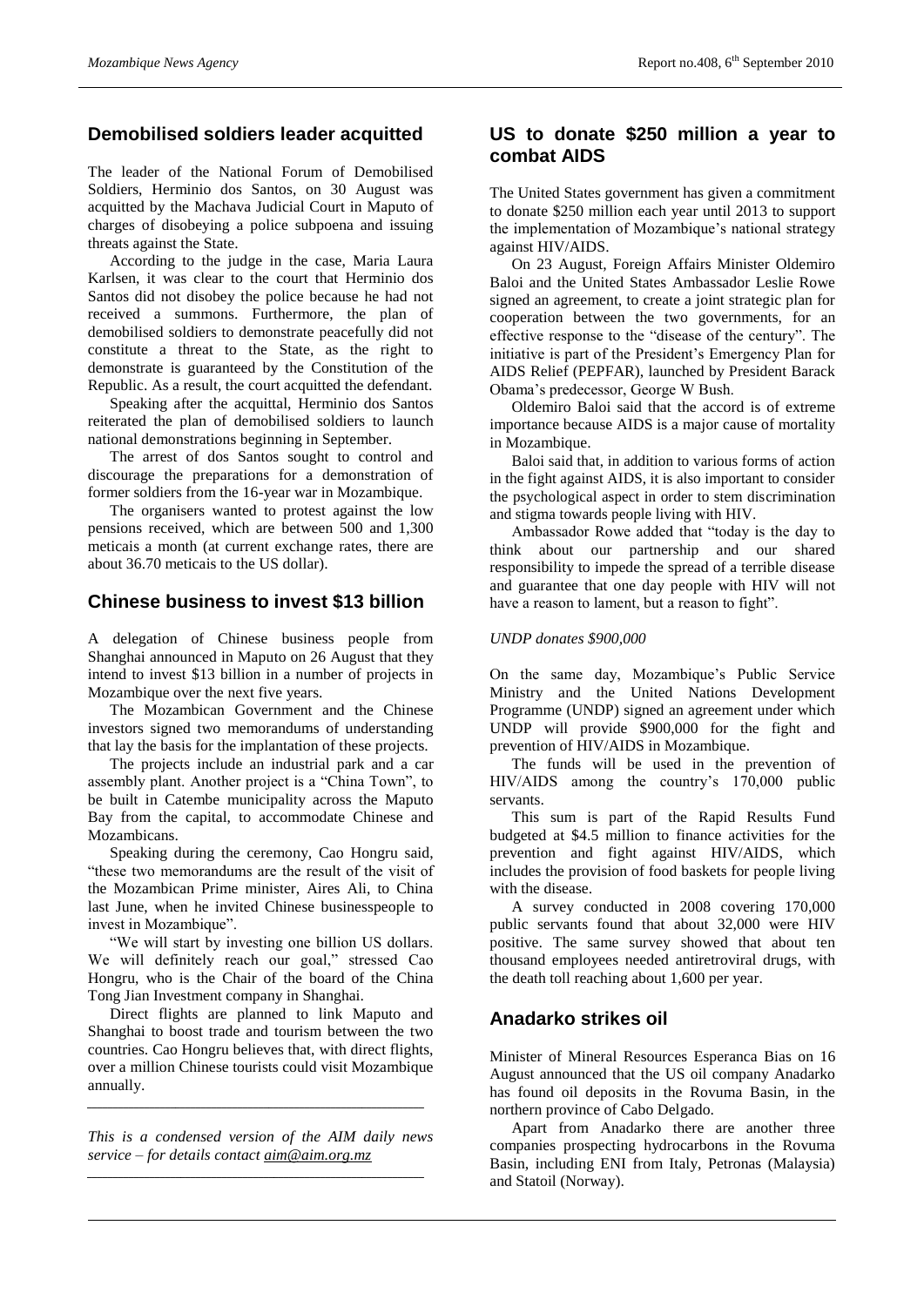## Demobilised soldiers leader acquitted

The leader of the National Forum of Demobilised Soldiers, Herminio dos Santos, on 30 August was acquitted by the Machava Judicial Court in Maputo of charges of disobeying a police subpoena and issuing threats against the State.

According to the judge in the case, Maria Laura Karlsen, it was clear to the court that Herminio dos Santos did not disobey the police because he had not received a summons. Furthermore, the plan of demobilised soldiers to demonstrate peacefully did not constitute a threat to the State, as the right to demonstrate is guaranteed by the Constitution of the Republic. As a result, the court acquitted the defendant.

Speaking after the acquittal, Herminio dos Santos reiterated the plan of demobilised soldiers to launch national demonstrations beginning in September.

The arrest of dos Santos sought to control and discourage the preparations for a demonstration of former soldiers from the 16-year war in Mozambique.

The organisers wanted to protest against the low pensions received, which are between 500 and 1,300 meticais a month (at current exchange rates, there are about 36.70 meticais to the US dollar).

## Chinese business to invest $13 billion

A delegation of Chinese business people from Shanghai announced in Maputo on 26 August that they intend to invest $13 billion in a number of projects in Mozambique over the next five years.

The Mozambican Government and the Chinese investors signed two memorandums of understanding that lay the basis for the implantation of these projects.

The projects include an industrial park and a car assembly plant. Another project is a "China Town", to be built in Catembe municipality across the Maputo Bay from the capital, to accommodate Chinese and Mozambicans.

Speaking during the ceremony, Cao Hongru said, "these two memorandums are the result of the visit of the Mozambican Prime minister, Aires Ali, to China last June, when he invited Chinese businesspeople to invest in Mozambique".

"We will start by investing one billion US dollars. We will definitely reach our goal," stressed Cao Hongru, who is the Chair of the board of the China Tong Jian Investment company in Shanghai.

Direct flights are planned to link Maputo and Shanghai to boost trade and tourism between the two countries. Cao Hongru believes that, with direct flights, over a million Chinese tourists could visit Mozambique annually.

---

*This is a condensed version of the AIM daily news service – for details contact aim@aim.org.mz*

---

## US to donate $250 million a year to combat AIDS

The United States government has given a commitment to donate $250 million each year until 2013 to support the implementation of Mozambique's national strategy against HIV/AIDS.

On 23 August, Foreign Affairs Minister Oldemiro Baloi and the United States Ambassador Leslie Rowe signed an agreement, to create a joint strategic plan for cooperation between the two governments, for an effective response to the "disease of the century". The initiative is part of the President's Emergency Plan for AIDS Relief (PEPFAR), launched by President Barack Obama's predecessor, George W Bush.

Oldemiro Baloi said that the accord is of extreme importance because AIDS is a major cause of mortality in Mozambique.

Baloi said that, in addition to various forms of action in the fight against AIDS, it is also important to consider the psychological aspect in order to stem discrimination and stigma towards people living with HIV.

Ambassador Rowe added that "today is the day to think about our partnership and our shared responsibility to impede the spread of a terrible disease and guarantee that one day people with HIV will not have a reason to lament, but a reason to fight".

*UNDP donates $900,000*

On the same day, Mozambique's Public Service Ministry and the United Nations Development Programme (UNDP) signed an agreement under which UNDP will provide $900,000 for the fight and prevention of HIV/AIDS in Mozambique.

The funds will be used in the prevention of HIV/AIDS among the country's 170,000 public servants.

This sum is part of the Rapid Results Fund budgeted at $4.5 million to finance activities for the prevention and fight against HIV/AIDS, which includes the provision of food baskets for people living with the disease.

A survey conducted in 2008 covering 170,000 public servants found that about 32,000 were HIV positive. The same survey showed that about ten thousand employees needed antiretroviral drugs, with the death toll reaching about 1,600 per year.

## Anadarko strikes oil

Minister of Mineral Resources Esperanca Bias on 16 August announced that the US oil company Anadarko has found oil deposits in the Rovuma Basin, in the northern province of Cabo Delgado.

Apart from Anadarko there are another three companies prospecting hydrocarbons in the Rovuma Basin, including ENI from Italy, Petronas (Malaysia) and Statoil (Norway).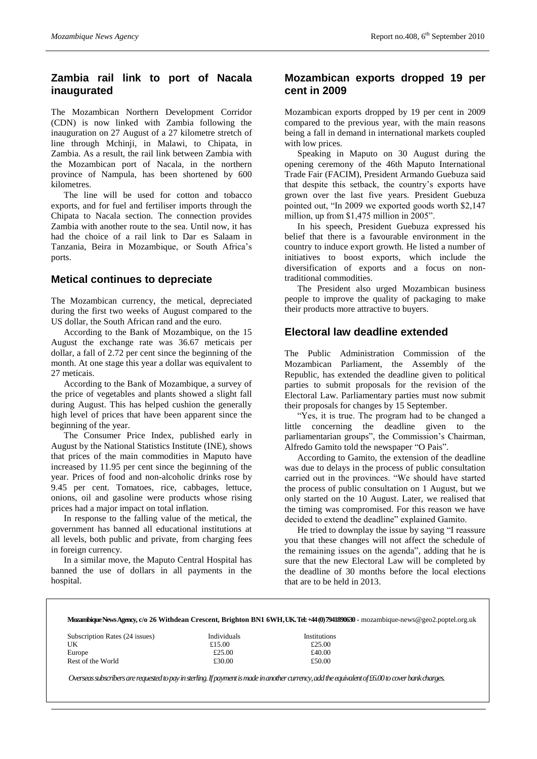## Zambia rail link to port of Nacala inaugurated

The Mozambican Northern Development Corridor (CDN) is now linked with Zambia following the inauguration on 27 August of a 27 kilometre stretch of line through Mchinji, in Malawi, to Chipata, in Zambia. As a result, the rail link between Zambia with the Mozambican port of Nacala, in the northern province of Nampula, has been shortened by 600 kilometres.

The line will be used for cotton and tobacco exports, and for fuel and fertiliser imports through the Chipata to Nacala section. The connection provides Zambia with another route to the sea. Until now, it has had the choice of a rail link to Dar es Salaam in Tanzania, Beira in Mozambique, or South Africa's ports.

## Metical continues to depreciate

The Mozambican currency, the metical, depreciated during the first two weeks of August compared to the US dollar, the South African rand and the euro.

According to the Bank of Mozambique, on the 15 August the exchange rate was 36.67 meticais per dollar, a fall of 2.72 per cent since the beginning of the month. At one stage this year a dollar was equivalent to 27 meticais.

According to the Bank of Mozambique, a survey of the price of vegetables and plants showed a slight fall during August. This has helped cushion the generally high level of prices that have been apparent since the beginning of the year.

The Consumer Price Index, published early in August by the National Statistics Institute (INE), shows that prices of the main commodities in Maputo have increased by 11.95 per cent since the beginning of the year. Prices of food and non-alcoholic drinks rose by 9.45 per cent. Tomatoes, rice, cabbages, lettuce, onions, oil and gasoline were products whose rising prices had a major impact on total inflation.

In response to the falling value of the metical, the government has banned all educational institutions at all levels, both public and private, from charging fees in foreign currency.

In a similar move, the Maputo Central Hospital has banned the use of dollars in all payments in the hospital.

## Mozambican exports dropped 19 per cent in 2009

Mozambican exports dropped by 19 per cent in 2009 compared to the previous year, with the main reasons being a fall in demand in international markets coupled with low prices.

Speaking in Maputo on 30 August during the opening ceremony of the 46th Maputo International Trade Fair (FACIM), President Armando Guebuza said that despite this setback, the country's exports have grown over the last five years. President Guebuza pointed out, "In 2009 we exported goods worth $2,147 million, up from $1,475 million in 2005".

In his speech, President Guebuza expressed his belief that there is a favourable environment in the country to induce export growth. He listed a number of initiatives to boost exports, which include the diversification of exports and a focus on non-traditional commodities.

The President also urged Mozambican business people to improve the quality of packaging to make their products more attractive to buyers.

## Electoral law deadline extended

The Public Administration Commission of the Mozambican Parliament, the Assembly of the Republic, has extended the deadline given to political parties to submit proposals for the revision of the Electoral Law. Parliamentary parties must now submit their proposals for changes by 15 September.

"Yes, it is true. The program had to be changed a little concerning the deadline given to the parliamentarian groups", the Commission's Chairman, Alfredo Gamito told the newspaper "O Pais".

According to Gamito, the extension of the deadline was due to delays in the process of public consultation carried out in the provinces. "We should have started the process of public consultation on 1 August, but we only started on the 10 August. Later, we realised that the timing was compromised. For this reason we have decided to extend the deadline" explained Gamito.

He tried to downplay the issue by saying "I reassure you that these changes will not affect the schedule of the remaining issues on the agenda", adding that he is sure that the new Electoral Law will be completed by the deadline of 30 months before the local elections that are to be held in 2013.

---

**Mozambique News Agency, c/o 26 Withdean Crescent, Brighton BN1 6WH, UK. Tel: +44 (0) 7941890630 -** mozambique-news@geo2.poptel.org.uk

| Subscription Rates (24 issues) | Individuals | Institutions |
|---|---|---|
| UK | £15.00 | £25.00 |
| Europe | £25.00 | £40.00 |
| Rest of the World | £30.00 | £50.00 |

*Overseas subscribers are requested to pay in sterling. If payment is made in another currency, add the equivalent of £6.00 to cover bank charges.*